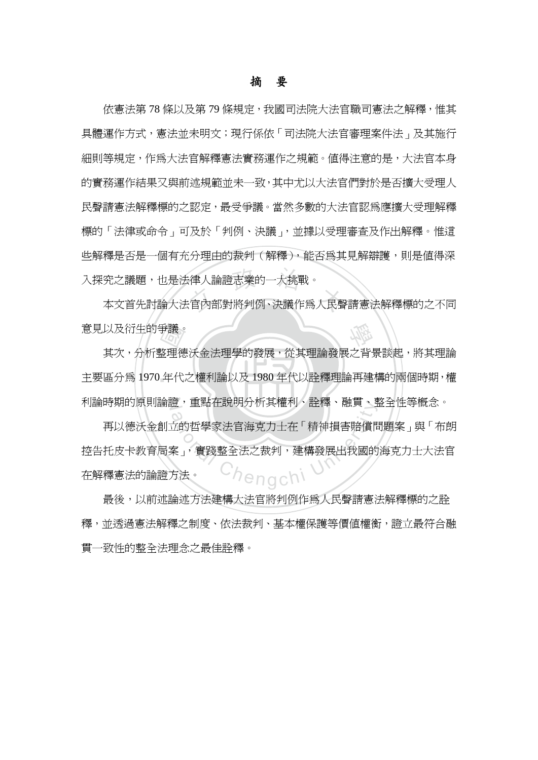# 摘　要

依憲法第 78 條以及第 79 條規定，我國司法院大法官職司憲法之解釋，惟其具體運作方式，憲法並未明文；現行係依「司法院大法官審理案件法」及其施行細則等規定，作為大法官解釋憲法實務運作之規範。值得注意的是，大法官本身的實務運作結果又與前述規範並未一致，其中尤以大法官們對於是否擴大受理人民聲請憲法解釋標的之認定，最受爭議。當然多數的大法官認為應擴大受理解釋標的「法律或命令」可及於「判例、決議」，並據以受理審查及作出解釋。惟這些解釋是否是一個有充分理由的裁判（解釋），能否為其見解辯護，則是值得深入探究之議題，也是法律人論證志業的一大挑戰。

本文首先討論大法官內部對將判例、決議作為人民聲請憲法解釋標的之不同意見以及衍生的爭議。

其次，分析整理德沃金法理學的發展，從其理論發展之背景談起，將其理論主要區分為 1970 年代之權利論以及 1980 年代以詮釋理論再建構的兩個時期，權利論時期的原則論證，重點在說明分析其權利、詮釋、融貫、整全性等概念。

再以德沃金創立的哲學家法官海克力士在「精神損害賠償問題案」與「布朗控告托皮卡教育局案」，實踐整全法之裁判，建構發展出我國的海克力士大法官在解釋憲法的論證方法。

最後，以前述論述方法建構大法官將判例作為人民聲請憲法解釋標的之詮釋，並透過憲法解釋之制度、依法裁判、基本權保護等價值權衡，證立最符合融貫一致性的整全法理念之最佳詮釋。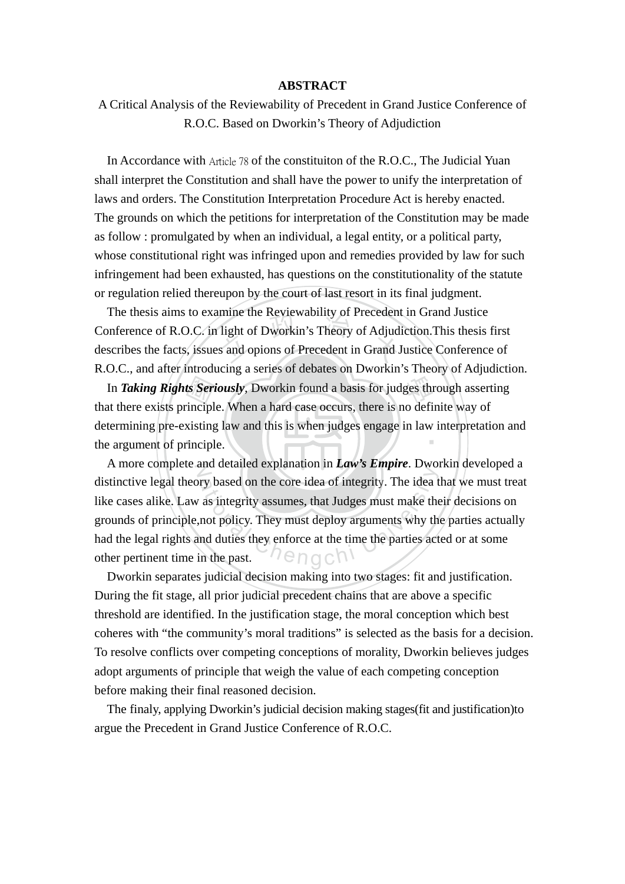**ABSTRACT**

A Critical Analysis of the Reviewability of Precedent in Grand Justice Conference of R.O.C. Based on Dworkin's Theory of Adjudiction

In Accordance with Article 78 of the constituiton of the R.O.C., The Judicial Yuan shall interpret the Constitution and shall have the power to unify the interpretation of laws and orders. The Constitution Interpretation Procedure Act is hereby enacted. The grounds on which the petitions for interpretation of the Constitution may be made as follow : promulgated by when an individual, a legal entity, or a political party, whose constitutional right was infringed upon and remedies provided by law for such infringement had been exhausted, has questions on the constitutionality of the statute or regulation relied thereupon by the court of last resort in its final judgment.

The thesis aims to examine the Reviewability of Precedent in Grand Justice Conference of R.O.C. in light of Dworkin's Theory of Adjudiction.This thesis first describes the facts, issues and opions of Precedent in Grand Justice Conference of R.O.C., and after introducing a series of debates on Dworkin's Theory of Adjudiction.

In ***Taking Rights Seriously***, Dworkin found a basis for judges through asserting that there exists principle. When a hard case occurs, there is no definite way of determining pre-existing law and this is when judges engage in law interpretation and the argument of principle.

A more complete and detailed explanation in ***Law's Empire***. Dworkin developed a distinctive legal theory based on the core idea of integrity. The idea that we must treat like cases alike. Law as integrity assumes, that Judges must make their decisions on grounds of principle,not policy. They must deploy arguments why the parties actually had the legal rights and duties they enforce at the time the parties acted or at some other pertinent time in the past.

Dworkin separates judicial decision making into two stages: fit and justification. During the fit stage, all prior judicial precedent chains that are above a specific threshold are identified. In the justification stage, the moral conception which best coheres with "the community's moral traditions" is selected as the basis for a decision. To resolve conflicts over competing conceptions of morality, Dworkin believes judges adopt arguments of principle that weigh the value of each competing conception before making their final reasoned decision.

The finaly, applying Dworkin's judicial decision making stages(fit and justification)to argue the Precedent in Grand Justice Conference of R.O.C.